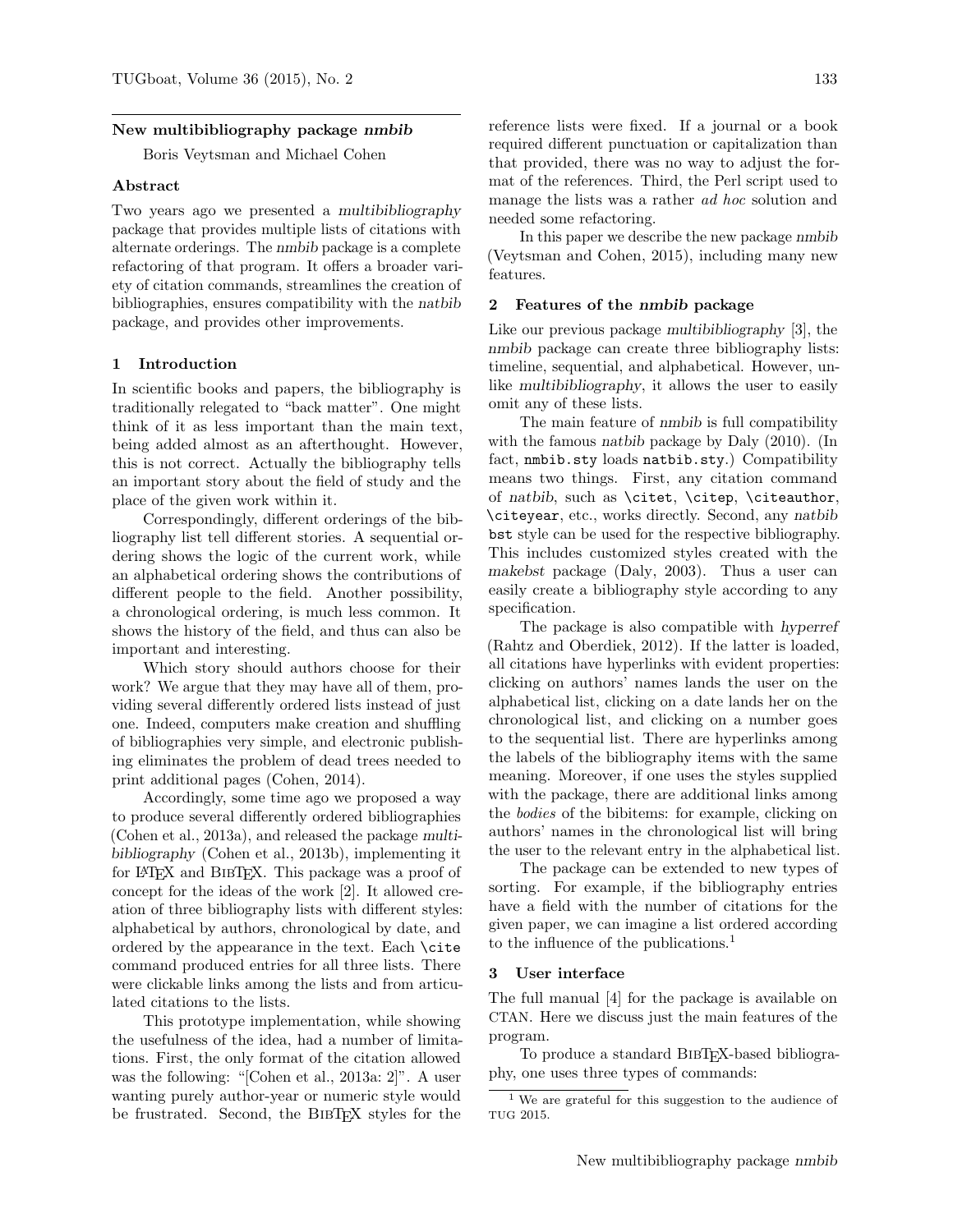# New multibibliography package *nmbib*

Boris Veytsman and Michael Cohen

## Abstract

Two years ago we presented a *multibibliography* package that provides multiple lists of citations with alternate orderings. The *nmbib* package is a complete refactoring of that program. It offers a broader variety of citation commands, streamlines the creation of bibliographies, ensures compatibility with the *natbib* package, and provides other improvements.

## 1 Introduction

In scientific books and papers, the bibliography is traditionally relegated to "back matter". One might think of it as less important than the main text, being added almost as an afterthought. However, this is not correct. Actually the bibliography tells an important story about the field of study and the place of the given work within it.

Correspondingly, different orderings of the bibliography list tell different stories. A sequential ordering shows the logic of the current work, while an alphabetical ordering shows the contributions of different people to the field. Another possibility, a chronological ordering, is much less common. It shows the history of the field, and thus can also be important and interesting.

Which story should authors choose for their work? We argue that they may have all of them, providing several differently ordered lists instead of just one. Indeed, computers make creation and shuffling of bibliographies very simple, and electronic publishing eliminates the problem of dead trees needed to print additional pages (Cohen, 2014).

Accordingly, some time ago we proposed a way to produce several differently ordered bibliographies (Cohen et al., 2013a), and released the package *multibibliography* (Cohen et al., 2013b), implementing it for LaTeX and BibTeX. This package was a proof of concept for the ideas of the work [2]. It allowed creation of three bibliography lists with different styles: alphabetical by authors, chronological by date, and ordered by the appearance in the text. Each `\cite` command produced entries for all three lists. There were clickable links among the lists and from articulated citations to the lists.

This prototype implementation, while showing the usefulness of the idea, had a number of limitations. First, the only format of the citation allowed was the following: "[Cohen et al., 2013a: 2]". A user wanting purely author-year or numeric style would be frustrated. Second, the BibTeX styles for the reference lists were fixed. If a journal or a book required different punctuation or capitalization than that provided, there was no way to adjust the format of the references. Third, the Perl script used to manage the lists was a rather *ad hoc* solution and needed some refactoring.

In this paper we describe the new package *nmbib* (Veytsman and Cohen, 2015), including many new features.

## 2 Features of the *nmbib* package

Like our previous package *multibibliography* [3], the *nmbib* package can create three bibliography lists: timeline, sequential, and alphabetical. However, unlike *multibibliography*, it allows the user to easily omit any of these lists.

The main feature of *nmbib* is full compatibility with the famous *natbib* package by Daly (2010). (In fact, `nmbib.sty` loads `natbib.sty`.) Compatibility means two things. First, any citation command of *natbib*, such as `\citet`, `\citep`, `\citeauthor`, `\citeyear`, etc., works directly. Second, any *natbib* `bst` style can be used for the respective bibliography. This includes customized styles created with the *makebst* package (Daly, 2003). Thus a user can easily create a bibliography style according to any specification.

The package is also compatible with *hyperref* (Rahtz and Oberdiek, 2012). If the latter is loaded, all citations have hyperlinks with evident properties: clicking on authors' names lands the user on the alphabetical list, clicking on a date lands her on the chronological list, and clicking on a number goes to the sequential list. There are hyperlinks among the labels of the bibliography items with the same meaning. Moreover, if one uses the styles supplied with the package, there are additional links among the *bodies* of the bibitems: for example, clicking on authors' names in the chronological list will bring the user to the relevant entry in the alphabetical list.

The package can be extended to new types of sorting. For example, if the bibliography entries have a field with the number of citations for the given paper, we can imagine a list ordered according to the influence of the publications.[1]

## 3 User interface

The full manual [4] for the package is available on CTAN. Here we discuss just the main features of the program.

To produce a standard BibTeX-based bibliography, one uses three types of commands:

[1] We are grateful for this suggestion to the audience of TUG 2015.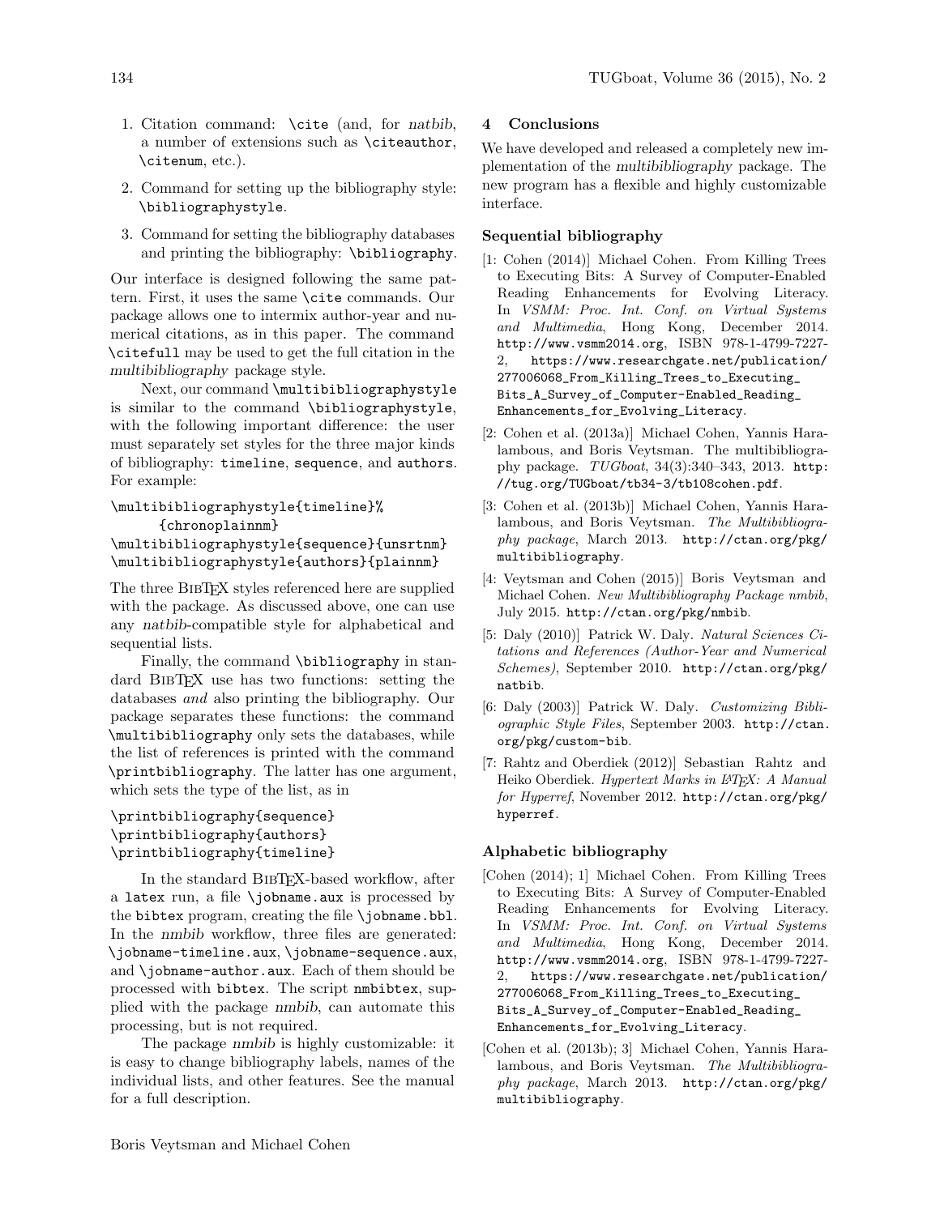1. Citation command: `\cite` (and, for *natbib*, a number of extensions such as `\citeauthor`, `\citenum`, etc.).
2. Command for setting up the bibliography style: `\bibliographystyle`.
3. Command for setting the bibliography databases and printing the bibliography: `\bibliography`.

Our interface is designed following the same pattern. First, it uses the same `\cite` commands. Our package allows one to intermix author-year and numerical citations, as in this paper. The command `\citefull` may be used to get the full citation in the *multibibliography* package style.

Next, our command `\multibibliographystyle` is similar to the command `\bibliographystyle`, with the following important difference: the user must separately set styles for the three major kinds of bibliography: `timeline`, `sequence`, and `authors`. For example:

```
\multibibliographystyle{timeline}%
    {chronoplainnm}
\multibibliographystyle{sequence}{unsrtnm}
\multibibliographystyle{authors}{plainnm}
```

The three BibTeX styles referenced here are supplied with the package. As discussed above, one can use any *natbib*-compatible style for alphabetical and sequential lists.

Finally, the command `\bibliography` in standard BibTeX use has two functions: setting the databases *and* also printing the bibliography. Our package separates these functions: the command `\multibibliography` only sets the databases, while the list of references is printed with the command `\printbibliography`. The latter has one argument, which sets the type of the list, as in

```
\printbibliography{sequence}
\printbibliography{authors}
\printbibliography{timeline}
```

In the standard BibTeX-based workflow, after a `latex` run, a file `\jobname.aux` is processed by the `bibtex` program, creating the file `\jobname.bbl`. In the *nmbib* workflow, three files are generated: `\jobname-timeline.aux`, `\jobname-sequence.aux`, and `\jobname-author.aux`. Each of them should be processed with `bibtex`. The script `nmbibtex`, supplied with the package *nmbib*, can automate this processing, but is not required.

The package *nmbib* is highly customizable: it is easy to change bibliography labels, names of the individual lists, and other features. See the manual for a full description.

## 4 Conclusions

We have developed and released a completely new implementation of the *multibibliography* package. The new program has a flexible and highly customizable interface.

### Sequential bibliography

[1: Cohen (2014)] Michael Cohen. From Killing Trees to Executing Bits: A Survey of Computer-Enabled Reading Enhancements for Evolving Literacy. In *VSMM: Proc. Int. Conf. on Virtual Systems and Multimedia*, Hong Kong, December 2014. `http://www.vsmm2014.org`, ISBN 978-1-4799-7227-2, `https://www.researchgate.net/publication/277006068_From_Killing_Trees_to_Executing_Bits_A_Survey_of_Computer-Enabled_Reading_Enhancements_for_Evolving_Literacy`.

[2: Cohen et al. (2013a)] Michael Cohen, Yannis Haralambous, and Boris Veytsman. The multibibliography package. *TUGboat*, 34(3):340–343, 2013. `http://tug.org/TUGboat/tb34-3/tb108cohen.pdf`.

[3: Cohen et al. (2013b)] Michael Cohen, Yannis Haralambous, and Boris Veytsman. *The Multibibliography package*, March 2013. `http://ctan.org/pkg/multibibliography`.

[4: Veytsman and Cohen (2015)] Boris Veytsman and Michael Cohen. *New Multibibliography Package nmbib*, July 2015. `http://ctan.org/pkg/nmbib`.

[5: Daly (2010)] Patrick W. Daly. *Natural Sciences Citations and References (Author-Year and Numerical Schemes)*, September 2010. `http://ctan.org/pkg/natbib`.

[6: Daly (2003)] Patrick W. Daly. *Customizing Bibliographic Style Files*, September 2003. `http://ctan.org/pkg/custom-bib`.

[7: Rahtz and Oberdiek (2012)] Sebastian Rahtz and Heiko Oberdiek. *Hypertext Marks in LaTeX: A Manual for Hyperref*, November 2012. `http://ctan.org/pkg/hyperref`.

### Alphabetic bibliography

[Cohen (2014); 1] Michael Cohen. From Killing Trees to Executing Bits: A Survey of Computer-Enabled Reading Enhancements for Evolving Literacy. In *VSMM: Proc. Int. Conf. on Virtual Systems and Multimedia*, Hong Kong, December 2014. `http://www.vsmm2014.org`, ISBN 978-1-4799-7227-2, `https://www.researchgate.net/publication/277006068_From_Killing_Trees_to_Executing_Bits_A_Survey_of_Computer-Enabled_Reading_Enhancements_for_Evolving_Literacy`.

[Cohen et al. (2013b); 3] Michael Cohen, Yannis Haralambous, and Boris Veytsman. *The Multibibliography package*, March 2013. `http://ctan.org/pkg/multibibliography`.

Boris Veytsman and Michael Cohen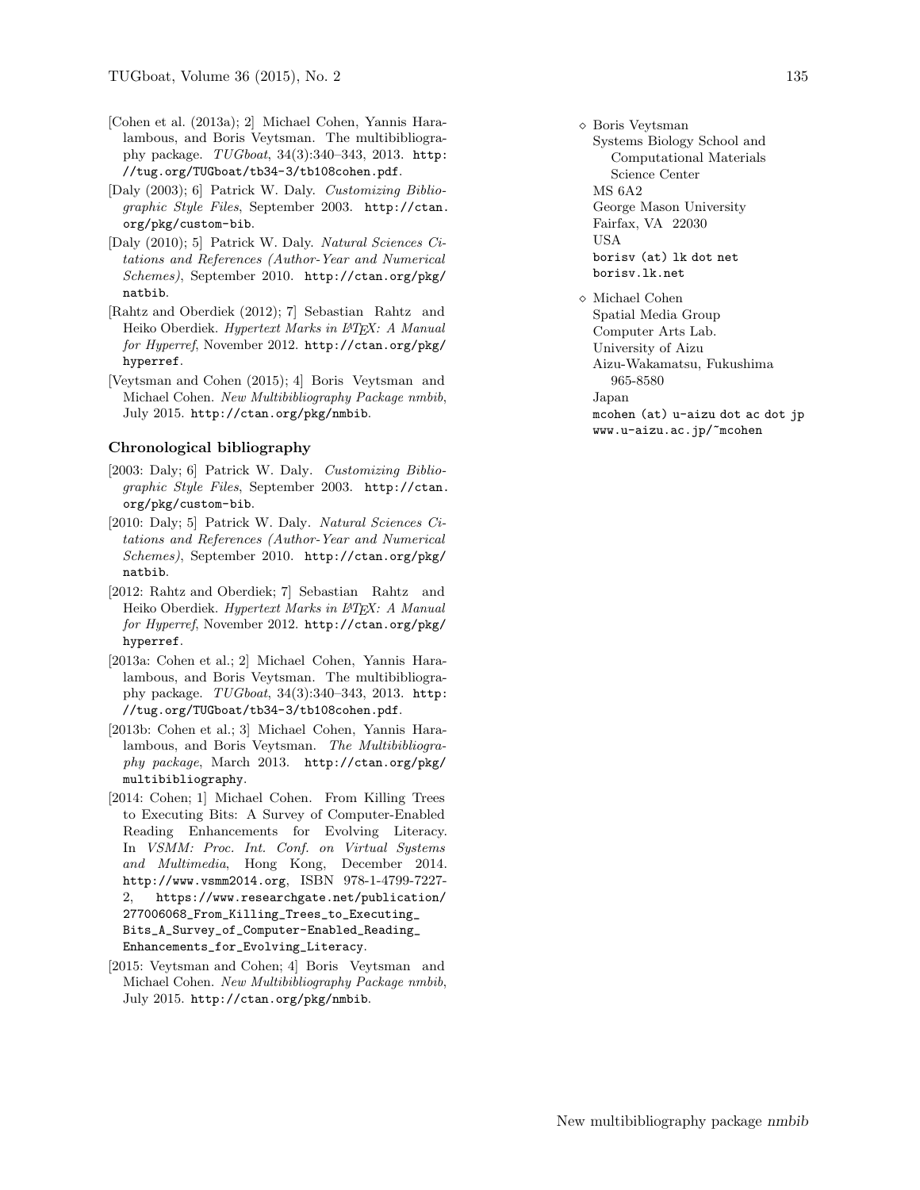[Cohen et al. (2013a); 2] Michael Cohen, Yannis Haralambous, and Boris Veytsman. The multibibliography package. *TUGboat*, 34(3):340–343, 2013. http://tug.org/TUGboat/tb34-3/tb108cohen.pdf.

[Daly (2003); 6] Patrick W. Daly. *Customizing Bibliographic Style Files*, September 2003. http://ctan.org/pkg/custom-bib.

[Daly (2010); 5] Patrick W. Daly. *Natural Sciences Citations and References (Author-Year and Numerical Schemes)*, September 2010. http://ctan.org/pkg/natbib.

[Rahtz and Oberdiek (2012); 7] Sebastian Rahtz and Heiko Oberdiek. *Hypertext Marks in LaTeX: A Manual for Hyperref*, November 2012. http://ctan.org/pkg/hyperref.

[Veytsman and Cohen (2015); 4] Boris Veytsman and Michael Cohen. *New Multibibliography Package nmbib*, July 2015. http://ctan.org/pkg/nmbib.

### Chronological bibliography

[2003: Daly; 6] Patrick W. Daly. *Customizing Bibliographic Style Files*, September 2003. http://ctan.org/pkg/custom-bib.

[2010: Daly; 5] Patrick W. Daly. *Natural Sciences Citations and References (Author-Year and Numerical Schemes)*, September 2010. http://ctan.org/pkg/natbib.

[2012: Rahtz and Oberdiek; 7] Sebastian Rahtz and Heiko Oberdiek. *Hypertext Marks in LaTeX: A Manual for Hyperref*, November 2012. http://ctan.org/pkg/hyperref.

[2013a: Cohen et al.; 2] Michael Cohen, Yannis Haralambous, and Boris Veytsman. The multibibliography package. *TUGboat*, 34(3):340–343, 2013. http://tug.org/TUGboat/tb34-3/tb108cohen.pdf.

[2013b: Cohen et al.; 3] Michael Cohen, Yannis Haralambous, and Boris Veytsman. *The Multibibliography package*, March 2013. http://ctan.org/pkg/multibibliography.

[2014: Cohen; 1] Michael Cohen. From Killing Trees to Executing Bits: A Survey of Computer-Enabled Reading Enhancements for Evolving Literacy. In *VSMM: Proc. Int. Conf. on Virtual Systems and Multimedia*, Hong Kong, December 2014. http://www.vsmm2014.org, ISBN 978-1-4799-7227-2, https://www.researchgate.net/publication/277006068_From_Killing_Trees_to_Executing_Bits_A_Survey_of_Computer-Enabled_Reading_Enhancements_for_Evolving_Literacy.

[2015: Veytsman and Cohen; 4] Boris Veytsman and Michael Cohen. *New Multibibliography Package nmbib*, July 2015. http://ctan.org/pkg/nmbib.

◇ Boris Veytsman
Systems Biology School and Computational Materials Science Center
MS 6A2
George Mason University
Fairfax, VA 22030
USA
borisv (at) lk dot net
borisv.lk.net

◇ Michael Cohen
Spatial Media Group
Computer Arts Lab.
University of Aizu
Aizu-Wakamatsu, Fukushima 965-8580
Japan
mcohen (at) u-aizu dot ac dot jp
www.u-aizu.ac.jp/~mcohen